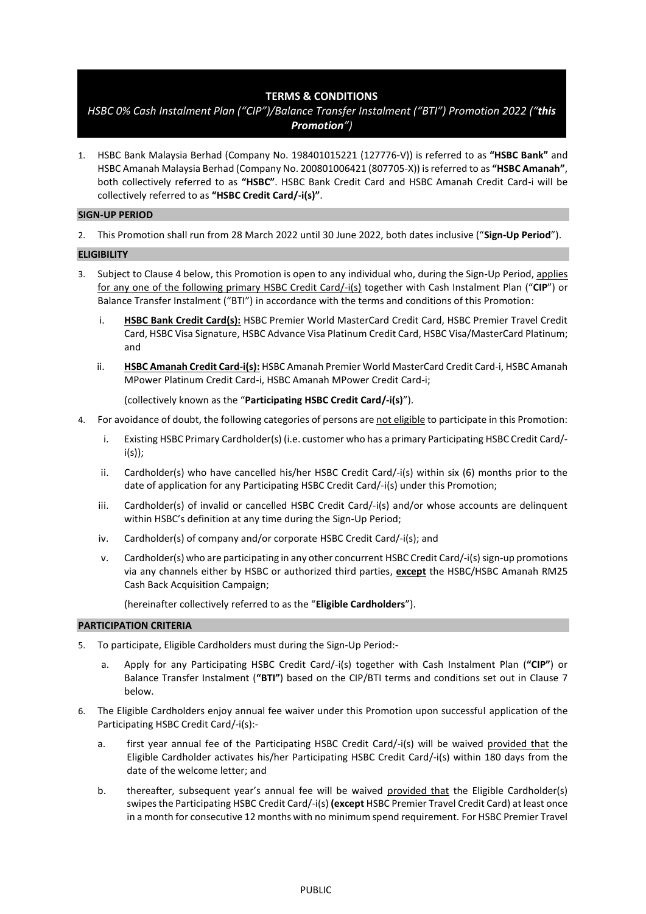# TERMS & CONDITIONS

*HSBC 0% Cash Instalment Plan ("CIP")/Balance Transfer Instalment ("BTI") Promotion 2022 ("**this Promotion**")*

1. HSBC Bank Malaysia Berhad (Company No. 198401015221 (127776-V)) is referred to as **"HSBC Bank"** and HSBC Amanah Malaysia Berhad (Company No. 200801006421 (807705-X)) is referred to as **"HSBC Amanah"**, both collectively referred to as **"HSBC"**. HSBC Bank Credit Card and HSBC Amanah Credit Card-i will be collectively referred to as **"HSBC Credit Card/-i(s)"**.

## SIGN-UP PERIOD

2. This Promotion shall run from 28 March 2022 until 30 June 2022, both dates inclusive ("**Sign-Up Period**").

## ELIGIBILITY

3. Subject to Clause 4 below, this Promotion is open to any individual who, during the Sign-Up Period, applies for any one of the following primary HSBC Credit Card/-i(s) together with Cash Instalment Plan ("**CIP**") or Balance Transfer Instalment ("BTI") in accordance with the terms and conditions of this Promotion:

   i. **HSBC Bank Credit Card(s):** HSBC Premier World MasterCard Credit Card, HSBC Premier Travel Credit Card, HSBC Visa Signature, HSBC Advance Visa Platinum Credit Card, HSBC Visa/MasterCard Platinum; and

   ii. **HSBC Amanah Credit Card-i(s):** HSBC Amanah Premier World MasterCard Credit Card-i, HSBC Amanah MPower Platinum Credit Card-i, HSBC Amanah MPower Credit Card-i;

   (collectively known as the "**Participating HSBC Credit Card/-i(s)**").

4. For avoidance of doubt, the following categories of persons are not eligible to participate in this Promotion:

   i. Existing HSBC Primary Cardholder(s) (i.e. customer who has a primary Participating HSBC Credit Card/-i(s));

   ii. Cardholder(s) who have cancelled his/her HSBC Credit Card/-i(s) within six (6) months prior to the date of application for any Participating HSBC Credit Card/-i(s) under this Promotion;

   iii. Cardholder(s) of invalid or cancelled HSBC Credit Card/-i(s) and/or whose accounts are delinquent within HSBC's definition at any time during the Sign-Up Period;

   iv. Cardholder(s) of company and/or corporate HSBC Credit Card/-i(s); and

   v. Cardholder(s) who are participating in any other concurrent HSBC Credit Card/-i(s) sign-up promotions via any channels either by HSBC or authorized third parties, **except** the HSBC/HSBC Amanah RM25 Cash Back Acquisition Campaign;

   (hereinafter collectively referred to as the "**Eligible Cardholders**").

## PARTICIPATION CRITERIA

5. To participate, Eligible Cardholders must during the Sign-Up Period:-

   a. Apply for any Participating HSBC Credit Card/-i(s) together with Cash Instalment Plan (**"CIP"**) or Balance Transfer Instalment (**"BTI"**) based on the CIP/BTI terms and conditions set out in Clause 7 below.

6. The Eligible Cardholders enjoy annual fee waiver under this Promotion upon successful application of the Participating HSBC Credit Card/-i(s):-

   a. first year annual fee of the Participating HSBC Credit Card/-i(s) will be waived provided that the Eligible Cardholder activates his/her Participating HSBC Credit Card/-i(s) within 180 days from the date of the welcome letter; and

   b. thereafter, subsequent year's annual fee will be waived provided that the Eligible Cardholder(s) swipes the Participating HSBC Credit Card/-i(s) **(except** HSBC Premier Travel Credit Card) at least once in a month for consecutive 12 months with no minimum spend requirement. For HSBC Premier Travel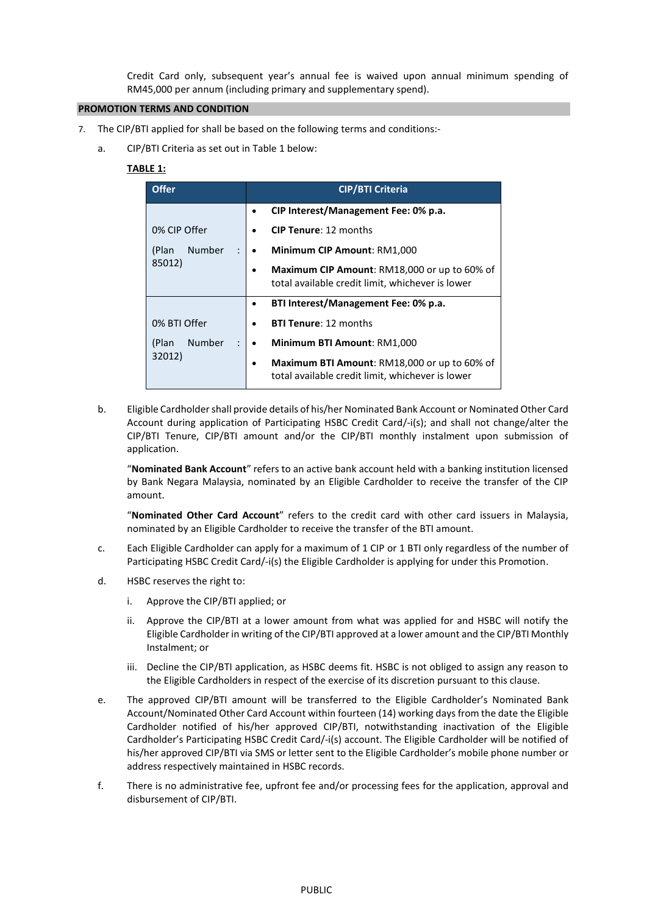Credit Card only, subsequent year's annual fee is waived upon annual minimum spending of RM45,000 per annum (including primary and supplementary spend).

## PROMOTION TERMS AND CONDITION

7. The CIP/BTI applied for shall be based on the following terms and conditions:-

   a. CIP/BTI Criteria as set out in Table 1 below:

   **TABLE 1:**

| Offer | CIP/BTI Criteria |
|---|---|
| 0% CIP Offer (Plan Number : 85012) | • **CIP Interest/Management Fee: 0% p.a.**<br>• **CIP Tenure**: 12 months<br>• **Minimum CIP Amount**: RM1,000<br>• **Maximum CIP Amount**: RM18,000 or up to 60% of total available credit limit, whichever is lower |
| 0% BTI Offer (Plan Number : 32012) | • **BTI Interest/Management Fee: 0% p.a.**<br>• **BTI Tenure**: 12 months<br>• **Minimum BTI Amount**: RM1,000<br>• **Maximum BTI Amount**: RM18,000 or up to 60% of total available credit limit, whichever is lower |

   b. Eligible Cardholder shall provide details of his/her Nominated Bank Account or Nominated Other Card Account during application of Participating HSBC Credit Card/-i(s); and shall not change/alter the CIP/BTI Tenure, CIP/BTI amount and/or the CIP/BTI monthly instalment upon submission of application.

   "**Nominated Bank Account**" refers to an active bank account held with a banking institution licensed by Bank Negara Malaysia, nominated by an Eligible Cardholder to receive the transfer of the CIP amount.

   "**Nominated Other Card Account**" refers to the credit card with other card issuers in Malaysia, nominated by an Eligible Cardholder to receive the transfer of the BTI amount.

   c. Each Eligible Cardholder can apply for a maximum of 1 CIP or 1 BTI only regardless of the number of Participating HSBC Credit Card/-i(s) the Eligible Cardholder is applying for under this Promotion.

   d. HSBC reserves the right to:

      i. Approve the CIP/BTI applied; or

      ii. Approve the CIP/BTI at a lower amount from what was applied for and HSBC will notify the Eligible Cardholder in writing of the CIP/BTI approved at a lower amount and the CIP/BTI Monthly Instalment; or

      iii. Decline the CIP/BTI application, as HSBC deems fit. HSBC is not obliged to assign any reason to the Eligible Cardholders in respect of the exercise of its discretion pursuant to this clause.

   e. The approved CIP/BTI amount will be transferred to the Eligible Cardholder's Nominated Bank Account/Nominated Other Card Account within fourteen (14) working days from the date the Eligible Cardholder notified of his/her approved CIP/BTI, notwithstanding inactivation of the Eligible Cardholder's Participating HSBC Credit Card/-i(s) account. The Eligible Cardholder will be notified of his/her approved CIP/BTI via SMS or letter sent to the Eligible Cardholder's mobile phone number or address respectively maintained in HSBC records.

   f. There is no administrative fee, upfront fee and/or processing fees for the application, approval and disbursement of CIP/BTI.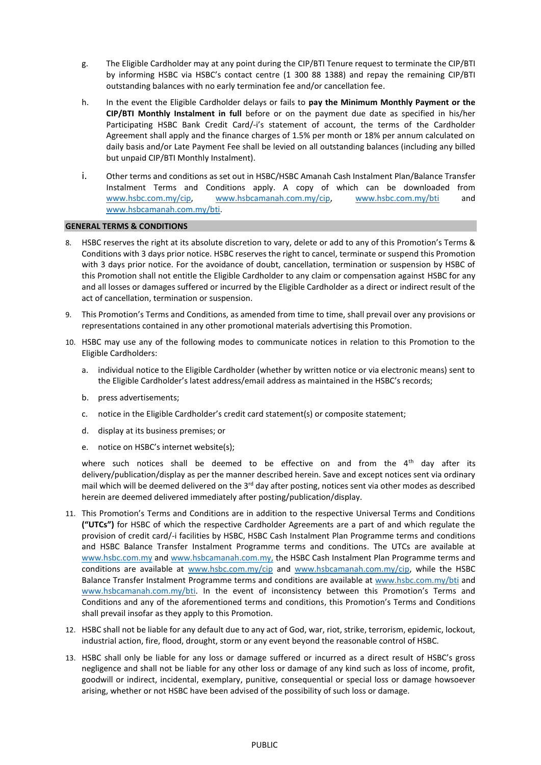g. The Eligible Cardholder may at any point during the CIP/BTI Tenure request to terminate the CIP/BTI by informing HSBC via HSBC's contact centre (1 300 88 1388) and repay the remaining CIP/BTI outstanding balances with no early termination fee and/or cancellation fee.

h. In the event the Eligible Cardholder delays or fails to **pay the Minimum Monthly Payment or the CIP/BTI Monthly Instalment in full** before or on the payment due date as specified in his/her Participating HSBC Bank Credit Card/-i's statement of account, the terms of the Cardholder Agreement shall apply and the finance charges of 1.5% per month or 18% per annum calculated on daily basis and/or Late Payment Fee shall be levied on all outstanding balances (including any billed but unpaid CIP/BTI Monthly Instalment).

i. Other terms and conditions as set out in HSBC/HSBC Amanah Cash Instalment Plan/Balance Transfer Instalment Terms and Conditions apply. A copy of which can be downloaded from www.hsbc.com.my/cip, www.hsbcamanah.com.my/cip, www.hsbc.com.my/bti and www.hsbcamanah.com.my/bti.

## GENERAL TERMS & CONDITIONS

8. HSBC reserves the right at its absolute discretion to vary, delete or add to any of this Promotion's Terms & Conditions with 3 days prior notice. HSBC reserves the right to cancel, terminate or suspend this Promotion with 3 days prior notice. For the avoidance of doubt, cancellation, termination or suspension by HSBC of this Promotion shall not entitle the Eligible Cardholder to any claim or compensation against HSBC for any and all losses or damages suffered or incurred by the Eligible Cardholder as a direct or indirect result of the act of cancellation, termination or suspension.

9. This Promotion's Terms and Conditions, as amended from time to time, shall prevail over any provisions or representations contained in any other promotional materials advertising this Promotion.

10. HSBC may use any of the following modes to communicate notices in relation to this Promotion to the Eligible Cardholders:

    a. individual notice to the Eligible Cardholder (whether by written notice or via electronic means) sent to the Eligible Cardholder's latest address/email address as maintained in the HSBC's records;

    b. press advertisements;

    c. notice in the Eligible Cardholder's credit card statement(s) or composite statement;

    d. display at its business premises; or

    e. notice on HSBC's internet website(s);

    where such notices shall be deemed to be effective on and from the 4th day after its delivery/publication/display as per the manner described herein. Save and except notices sent via ordinary mail which will be deemed delivered on the 3rd day after posting, notices sent via other modes as described herein are deemed delivered immediately after posting/publication/display.

11. This Promotion's Terms and Conditions are in addition to the respective Universal Terms and Conditions **("UTCs")** for HSBC of which the respective Cardholder Agreements are a part of and which regulate the provision of credit card/-i facilities by HSBC, HSBC Cash Instalment Plan Programme terms and conditions and HSBC Balance Transfer Instalment Programme terms and conditions. The UTCs are available at www.hsbc.com.my and www.hsbcamanah.com.my, the HSBC Cash Instalment Plan Programme terms and conditions are available at www.hsbc.com.my/cip and www.hsbcamanah.com.my/cip, while the HSBC Balance Transfer Instalment Programme terms and conditions are available at www.hsbc.com.my/bti and www.hsbcamanah.com.my/bti. In the event of inconsistency between this Promotion's Terms and Conditions and any of the aforementioned terms and conditions, this Promotion's Terms and Conditions shall prevail insofar as they apply to this Promotion.

12. HSBC shall not be liable for any default due to any act of God, war, riot, strike, terrorism, epidemic, lockout, industrial action, fire, flood, drought, storm or any event beyond the reasonable control of HSBC.

13. HSBC shall only be liable for any loss or damage suffered or incurred as a direct result of HSBC's gross negligence and shall not be liable for any other loss or damage of any kind such as loss of income, profit, goodwill or indirect, incidental, exemplary, punitive, consequential or special loss or damage howsoever arising, whether or not HSBC have been advised of the possibility of such loss or damage.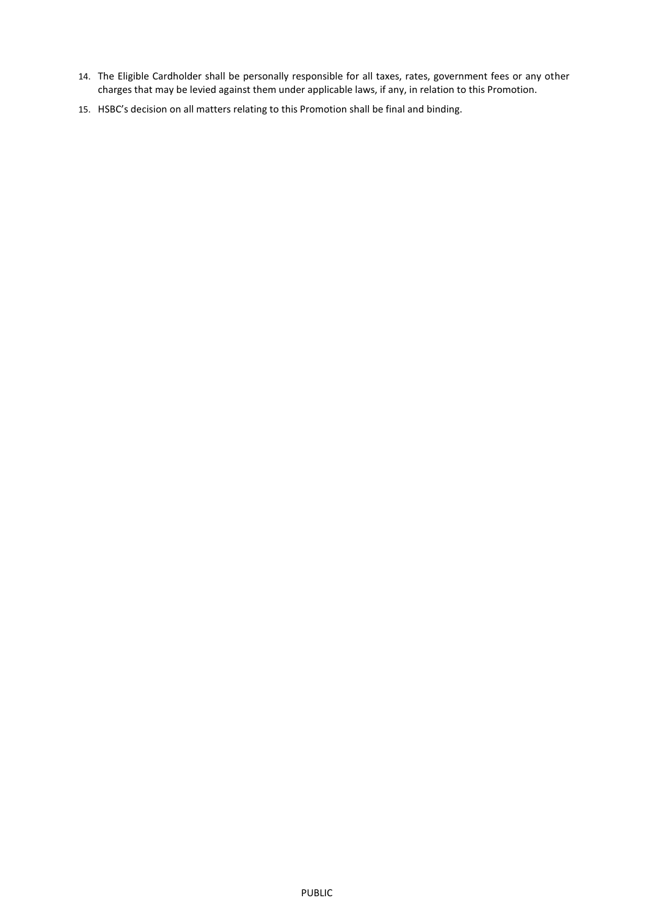14. The Eligible Cardholder shall be personally responsible for all taxes, rates, government fees or any other charges that may be levied against them under applicable laws, if any, in relation to this Promotion.
15. HSBC's decision on all matters relating to this Promotion shall be final and binding.